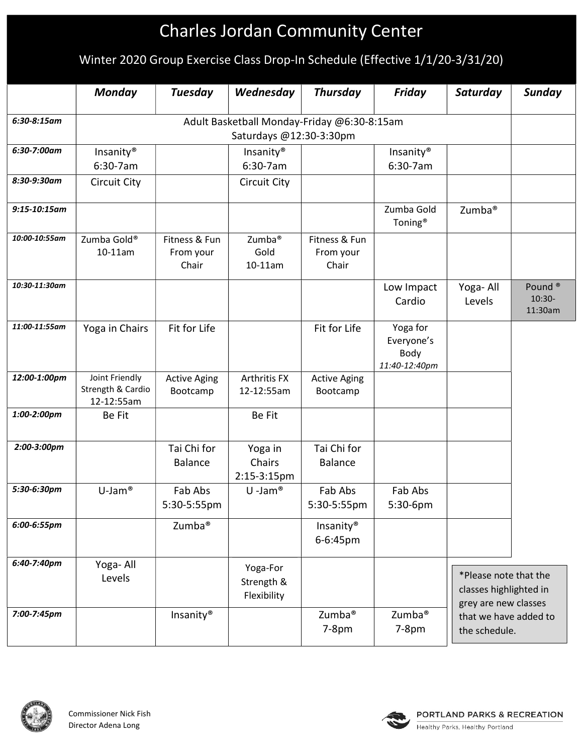# Charles Jordan Community Center

## Winter 2020 Group Exercise Class Drop-In Schedule (Effective 1/1/20-3/31/20)

| | *Monday* | *Tuesday* | *Wednesday* | *Thursday* | *Friday* | *Saturday* | *Sunday* |
|---|---|---|---|---|---|---|---|
| *6:30-8:15am* | Adult Basketball Monday-Friday @6:30-8:15am Saturdays @12:30-3:30pm | | | | | | |
| *6:30-7:00am* | Insanity® 6:30-7am | | Insanity® 6:30-7am | | Insanity® 6:30-7am | | |
| *8:30-9:30am* | Circuit City | | Circuit City | | | | |
| *9:15-10:15am* | | | | | Zumba Gold Toning® | Zumba® | |
| *10:00-10:55am* | Zumba Gold® 10-11am | Fitness & Fun From your Chair | Zumba® Gold 10-11am | Fitness & Fun From your Chair | | | |
| *10:30-11:30am* | | | | | Low Impact Cardio | Yoga- All Levels | Pound ® 10:30-11:30am |
| *11:00-11:55am* | Yoga in Chairs | Fit for Life | | Fit for Life | Yoga for Everyone's Body *11:40-12:40pm* | | |
| *12:00-1:00pm* | Joint Friendly Strength & Cardio 12-12:55am | Active Aging Bootcamp | Arthritis FX 12-12:55am | Active Aging Bootcamp | | | |
| *1:00-2:00pm* | Be Fit | | Be Fit | | | | |
| *2:00-3:00pm* | | Tai Chi for Balance | Yoga in Chairs 2:15-3:15pm | Tai Chi for Balance | | | |
| *5:30-6:30pm* | U-Jam® | Fab Abs 5:30-5:55pm | U -Jam® | Fab Abs 5:30-5:55pm | Fab Abs 5:30-6pm | | |
| *6:00-6:55pm* | | Zumba® | | Insanity® 6-6:45pm | | | |
| *6:40-7:40pm* | Yoga- All Levels | | Yoga-For Strength & Flexibility | | | | |
| *7:00-7:45pm* | | Insanity® | | Zumba® 7-8pm | Zumba® 7-8pm | | |

*Please note that the classes highlighted in grey are new classes that we have added to the schedule.

Commissioner Nick Fish
Director Adena Long

PORTLAND PARKS & RECREATION
Healthy Parks, Healthy Portland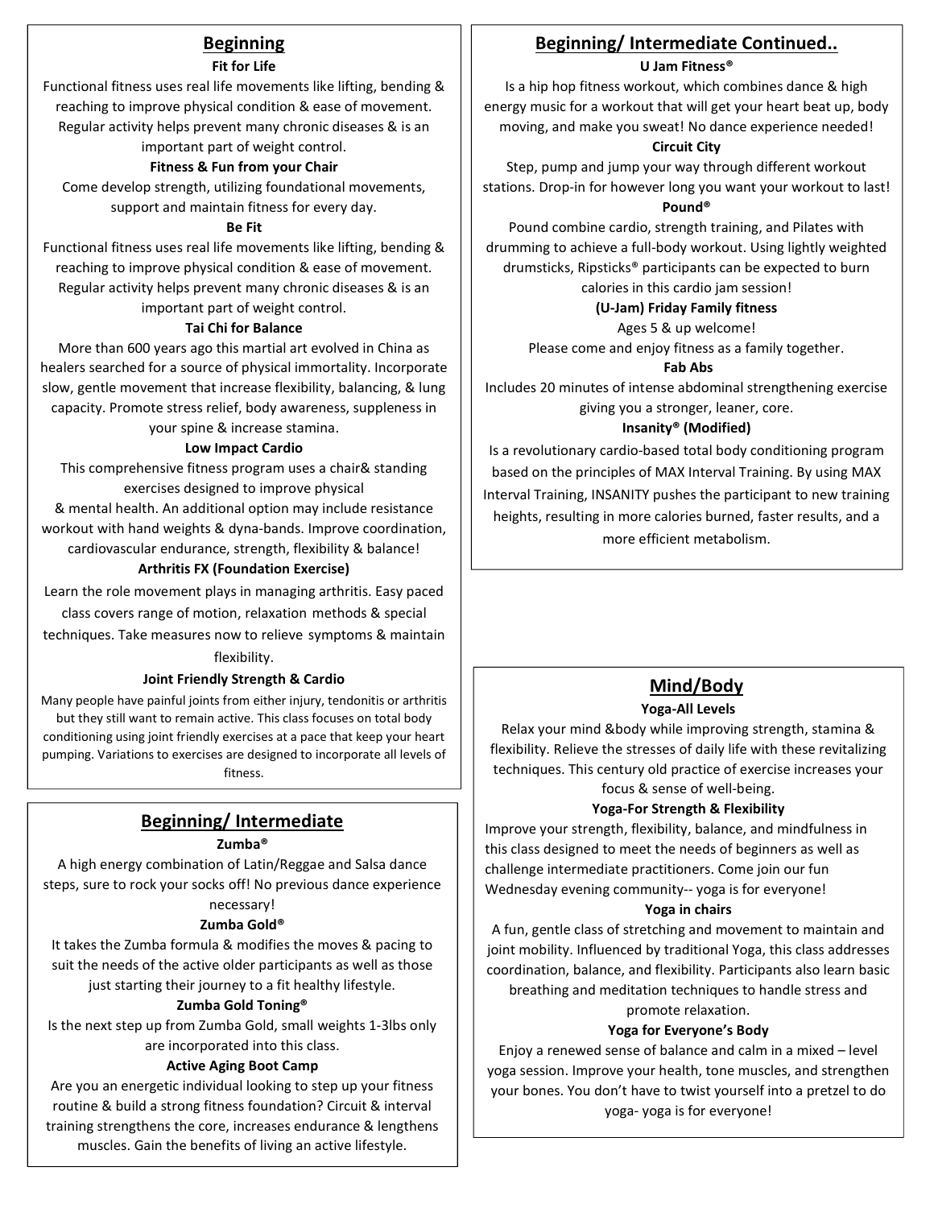## Beginning

### Fit for Life

Functional fitness uses real life movements like lifting, bending & reaching to improve physical condition & ease of movement. Regular activity helps prevent many chronic diseases & is an important part of weight control.

### Fitness & Fun from your Chair

Come develop strength, utilizing foundational movements, support and maintain fitness for every day.

### Be Fit

Functional fitness uses real life movements like lifting, bending & reaching to improve physical condition & ease of movement. Regular activity helps prevent many chronic diseases & is an important part of weight control.

### Tai Chi for Balance

More than 600 years ago this martial art evolved in China as healers searched for a source of physical immortality. Incorporate slow, gentle movement that increase flexibility, balancing, & lung capacity. Promote stress relief, body awareness, suppleness in your spine & increase stamina.

### Low Impact Cardio

This comprehensive fitness program uses a chair& standing exercises designed to improve physical & mental health. An additional option may include resistance workout with hand weights & dyna-bands. Improve coordination, cardiovascular endurance, strength, flexibility & balance!

### Arthritis FX (Foundation Exercise)

Learn the role movement plays in managing arthritis. Easy paced class covers range of motion, relaxation methods & special techniques. Take measures now to relieve symptoms & maintain flexibility.

### Joint Friendly Strength & Cardio

Many people have painful joints from either injury, tendonitis or arthritis but they still want to remain active. This class focuses on total body conditioning using joint friendly exercises at a pace that keep your heart pumping. Variations to exercises are designed to incorporate all levels of fitness.

## Beginning/ Intermediate

### Zumba®

A high energy combination of Latin/Reggae and Salsa dance steps, sure to rock your socks off! No previous dance experience necessary!

### Zumba Gold®

It takes the Zumba formula & modifies the moves & pacing to suit the needs of the active older participants as well as those just starting their journey to a fit healthy lifestyle.

### Zumba Gold Toning®

Is the next step up from Zumba Gold, small weights 1-3lbs only are incorporated into this class.

### Active Aging Boot Camp

Are you an energetic individual looking to step up your fitness routine & build a strong fitness foundation? Circuit & interval training strengthens the core, increases endurance & lengthens muscles. Gain the benefits of living an active lifestyle.

## Beginning/ Intermediate Continued..

### U Jam Fitness®

Is a hip hop fitness workout, which combines dance & high energy music for a workout that will get your heart beat up, body moving, and make you sweat! No dance experience needed!

### Circuit City

Step, pump and jump your way through different workout stations. Drop-in for however long you want your workout to last!

### Pound®

Pound combine cardio, strength training, and Pilates with drumming to achieve a full-body workout. Using lightly weighted drumsticks, Ripsticks® participants can be expected to burn calories in this cardio jam session!

### (U-Jam) Friday Family fitness

Ages 5 & up welcome!

Please come and enjoy fitness as a family together.

### Fab Abs

Includes 20 minutes of intense abdominal strengthening exercise giving you a stronger, leaner, core.

### Insanity® (Modified)

Is a revolutionary cardio-based total body conditioning program based on the principles of MAX Interval Training. By using MAX Interval Training, INSANITY pushes the participant to new training heights, resulting in more calories burned, faster results, and a more efficient metabolism.

## Mind/Body

### Yoga-All Levels

Relax your mind &body while improving strength, stamina & flexibility. Relieve the stresses of daily life with these revitalizing techniques. This century old practice of exercise increases your focus & sense of well-being.

### Yoga-For Strength & Flexibility

Improve your strength, flexibility, balance, and mindfulness in this class designed to meet the needs of beginners as well as challenge intermediate practitioners. Come join our fun Wednesday evening community-- yoga is for everyone!

### Yoga in chairs

A fun, gentle class of stretching and movement to maintain and joint mobility. Influenced by traditional Yoga, this class addresses coordination, balance, and flexibility. Participants also learn basic breathing and meditation techniques to handle stress and promote relaxation.

### Yoga for Everyone's Body

Enjoy a renewed sense of balance and calm in a mixed – level yoga session. Improve your health, tone muscles, and strengthen your bones. You don't have to twist yourself into a pretzel to do yoga- yoga is for everyone!